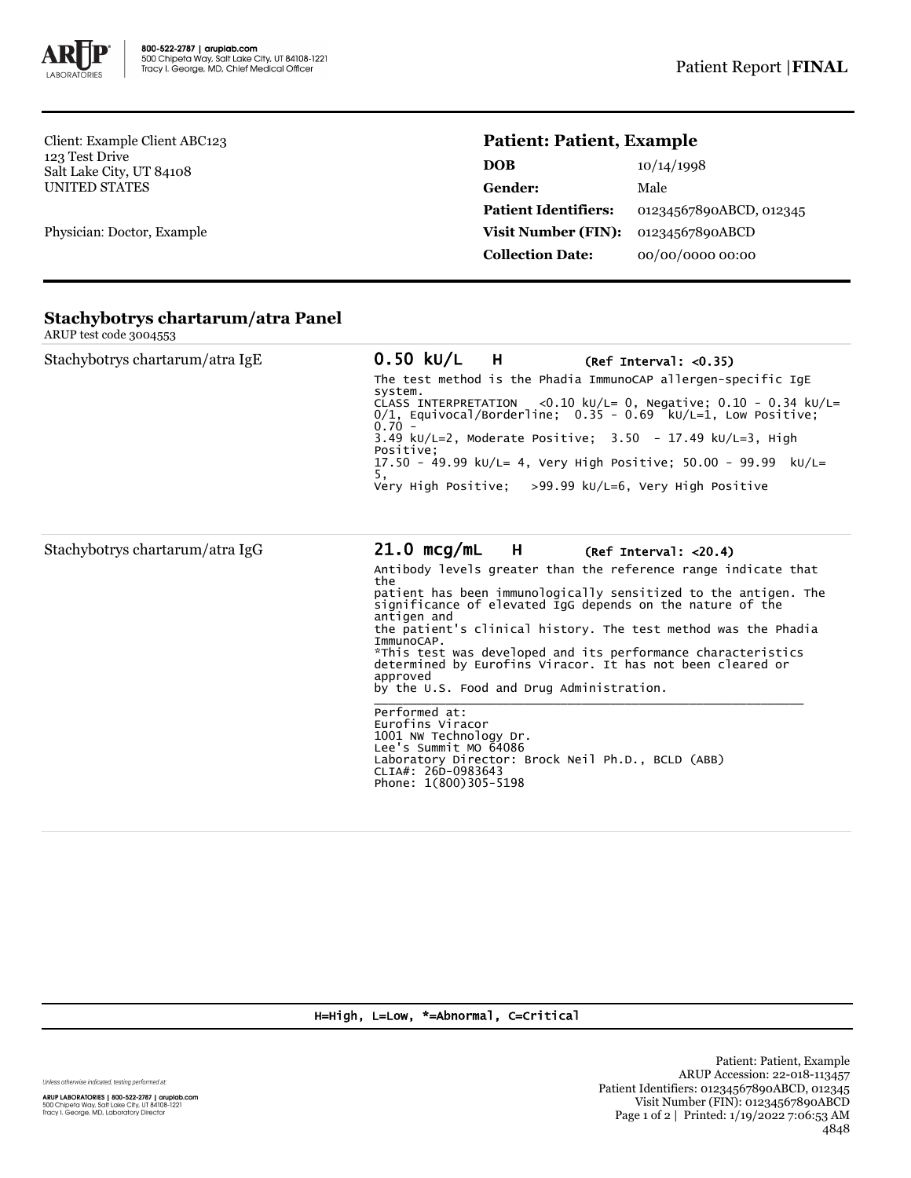ARUP LABORATORIES | 800-522-2787 | aruplab.com
500 Chipeta Way, Salt Lake City, UT 84108-1221
Tracy I. George, MD, Chief Medical Officer

Patient Report | **FINAL**

Client: Example Client ABC123
123 Test Drive
Salt Lake City, UT 84108
UNITED STATES

Physician: Doctor, Example

**Patient: Patient, Example**

| | |
|---|---|
| **DOB** | 10/14/1998 |
| **Gender:** | Male |
| **Patient Identifiers:** | 01234567890ABCD, 012345 |
| **Visit Number (FIN):** | 01234567890ABCD |
| **Collection Date:** | 00/00/0000 00:00 |

## Stachybotrys chartarum/atra Panel

ARUP test code 3004553

| Test | Result |
|---|---|
| Stachybotrys chartarum/atra IgE | **0.50 kU/L H** (Ref Interval: <0.35)<br>The test method is the Phadia ImmunoCAP allergen-specific IgE system.<br>CLASS INTERPRETATION <0.10 kU/L= 0, Negative; 0.10 - 0.34 kU/L= 0/1, Equivocal/Borderline; 0.35 - 0.69 kU/L=1, Low Positive; 0.70 - 3.49 kU/L=2, Moderate Positive; 3.50 - 17.49 kU/L=3, High Positive; 17.50 - 49.99 kU/L= 4, Very High Positive; 50.00 - 99.99 kU/L= 5, Very High Positive; >99.99 kU/L=6, Very High Positive |
| Stachybotrys chartarum/atra IgG | **21.0 mcg/mL H** (Ref Interval: <20.4)<br>Antibody levels greater than the reference range indicate that the patient has been immunologically sensitized to the antigen. The significance of elevated IgG depends on the nature of the antigen and the patient's clinical history. The test method was the Phadia ImmunoCAP.<br>*This test was developed and its performance characteristics determined by Eurofins Viracor. It has not been cleared or approved by the U.S. Food and Drug Administration.<br>Performed at:<br>Eurofins Viracor<br>1001 NW Technology Dr.<br>Lee's Summit MO 64086<br>Laboratory Director: Brock Neil Ph.D., BCLD (ABB)<br>CLIA#: 26D-0983643<br>Phone: 1(800)305-5198 |

H=High, L=Low, *=Abnormal, C=Critical

Unless otherwise indicated, testing performed at:

ARUP LABORATORIES | 800-522-2787 | aruplab.com
500 Chipeta Way, Salt Lake City, UT 84108-1221
Tracy I. George, MD, Laboratory Director

Patient: Patient, Example
ARUP Accession: 22-018-113457
Patient Identifiers: 01234567890ABCD, 012345
Visit Number (FIN): 01234567890ABCD
Printed: 1/19/2022 7:06:53 AM
4848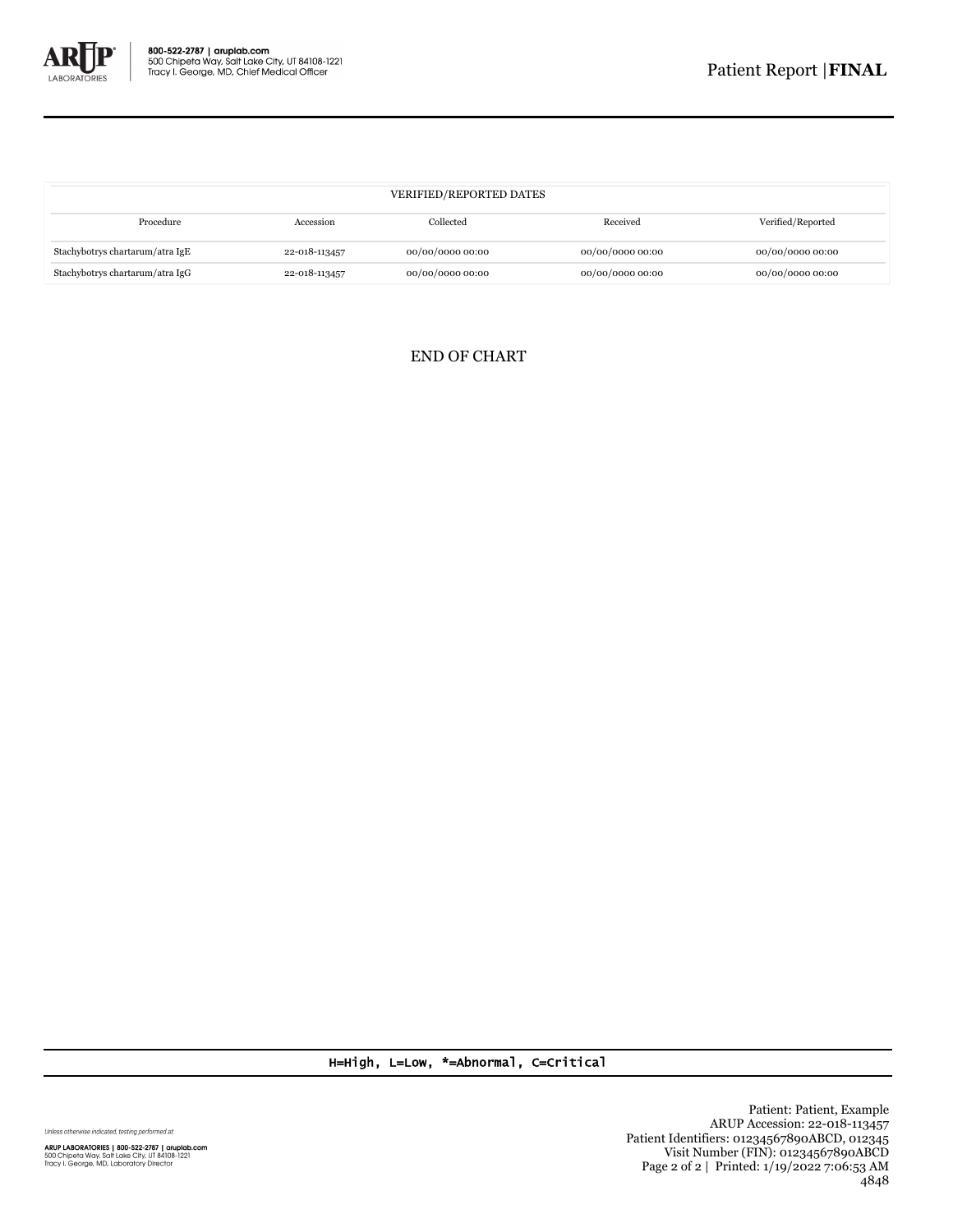| VERIFIED/REPORTED DATES | | | | |
|---|---|---|---|---|
| Procedure | Accession | Collected | Received | Verified/Reported |
| Stachybotrys chartarum/atra IgE | 22-018-113457 | 00/00/0000 00:00 | 00/00/0000 00:00 | 00/00/0000 00:00 |
| Stachybotrys chartarum/atra IgG | 22-018-113457 | 00/00/0000 00:00 | 00/00/0000 00:00 | 00/00/0000 00:00 |

END OF CHART

H=High, L=Low, *=Abnormal, C=Critical

*Unless otherwise indicated, testing performed at:*

ARUP LABORATORIES | 800-522-2787 | aruplab.com
500 Chipeta Way, Salt Lake City, UT 84108-1221
Tracy I. George, MD, Laboratory Director

Patient: Patient, Example
ARUP Accession: 22-018-113457
Patient Identifiers: 01234567890ABCD, 012345
Visit Number (FIN): 01234567890ABCD
Printed: 1/19/2022 7:06:53 AM
4848